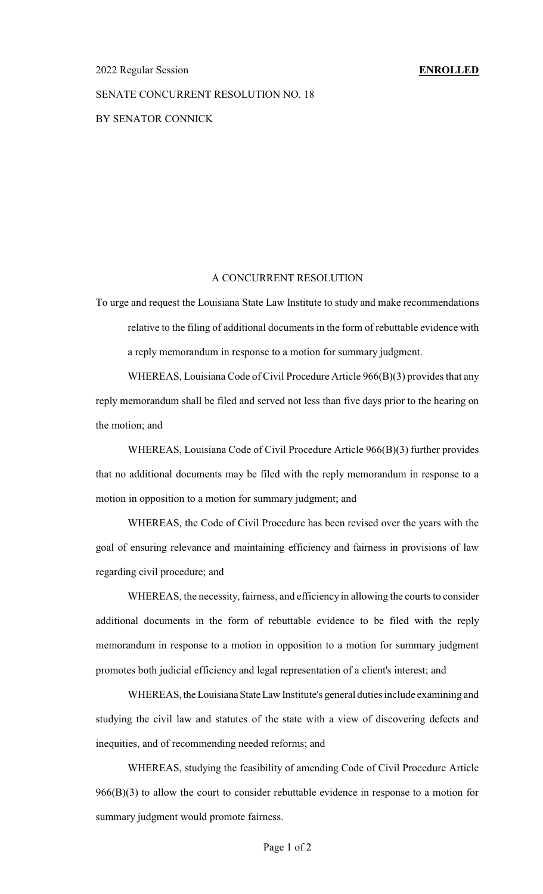2022 Regular Session **ENROLLED**

SENATE CONCURRENT RESOLUTION NO. 18

BY SENATOR CONNICK

A CONCURRENT RESOLUTION

To urge and request the Louisiana State Law Institute to study and make recommendations relative to the filing of additional documents in the form of rebuttable evidence with a reply memorandum in response to a motion for summary judgment.

WHEREAS, Louisiana Code of Civil Procedure Article 966(B)(3) provides that any reply memorandum shall be filed and served not less than five days prior to the hearing on the motion; and

WHEREAS, Louisiana Code of Civil Procedure Article 966(B)(3) further provides that no additional documents may be filed with the reply memorandum in response to a motion in opposition to a motion for summary judgment; and

WHEREAS, the Code of Civil Procedure has been revised over the years with the goal of ensuring relevance and maintaining efficiency and fairness in provisions of law regarding civil procedure; and

WHEREAS, the necessity, fairness, and efficiency in allowing the courts to consider additional documents in the form of rebuttable evidence to be filed with the reply memorandum in response to a motion in opposition to a motion for summary judgment promotes both judicial efficiency and legal representation of a client's interest; and

WHEREAS, the Louisiana State Law Institute's general duties include examining and studying the civil law and statutes of the state with a view of discovering defects and inequities, and of recommending needed reforms; and

WHEREAS, studying the feasibility of amending Code of Civil Procedure Article 966(B)(3) to allow the court to consider rebuttable evidence in response to a motion for summary judgment would promote fairness.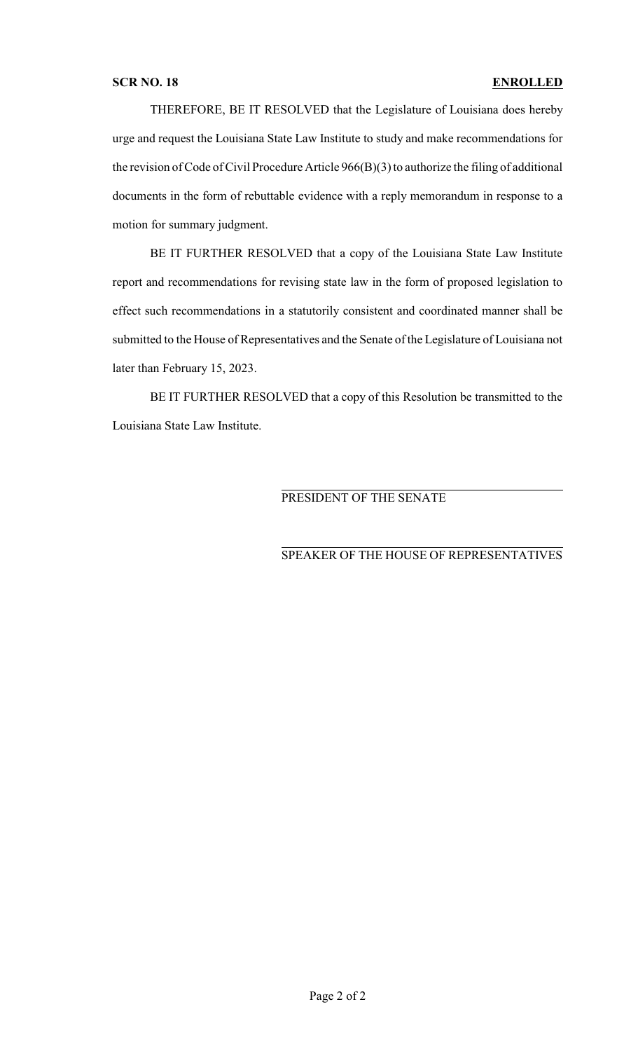THEREFORE, BE IT RESOLVED that the Legislature of Louisiana does hereby urge and request the Louisiana State Law Institute to study and make recommendations for the revision of Code of Civil Procedure Article 966(B)(3) to authorize the filing of additional documents in the form of rebuttable evidence with a reply memorandum in response to a motion for summary judgment.

BE IT FURTHER RESOLVED that a copy of the Louisiana State Law Institute report and recommendations for revising state law in the form of proposed legislation to effect such recommendations in a statutorily consistent and coordinated manner shall be submitted to the House of Representatives and the Senate of the Legislature of Louisiana not later than February 15, 2023.

BE IT FURTHER RESOLVED that a copy of this Resolution be transmitted to the Louisiana State Law Institute.

PRESIDENT OF THE SENATE

SPEAKER OF THE HOUSE OF REPRESENTATIVES